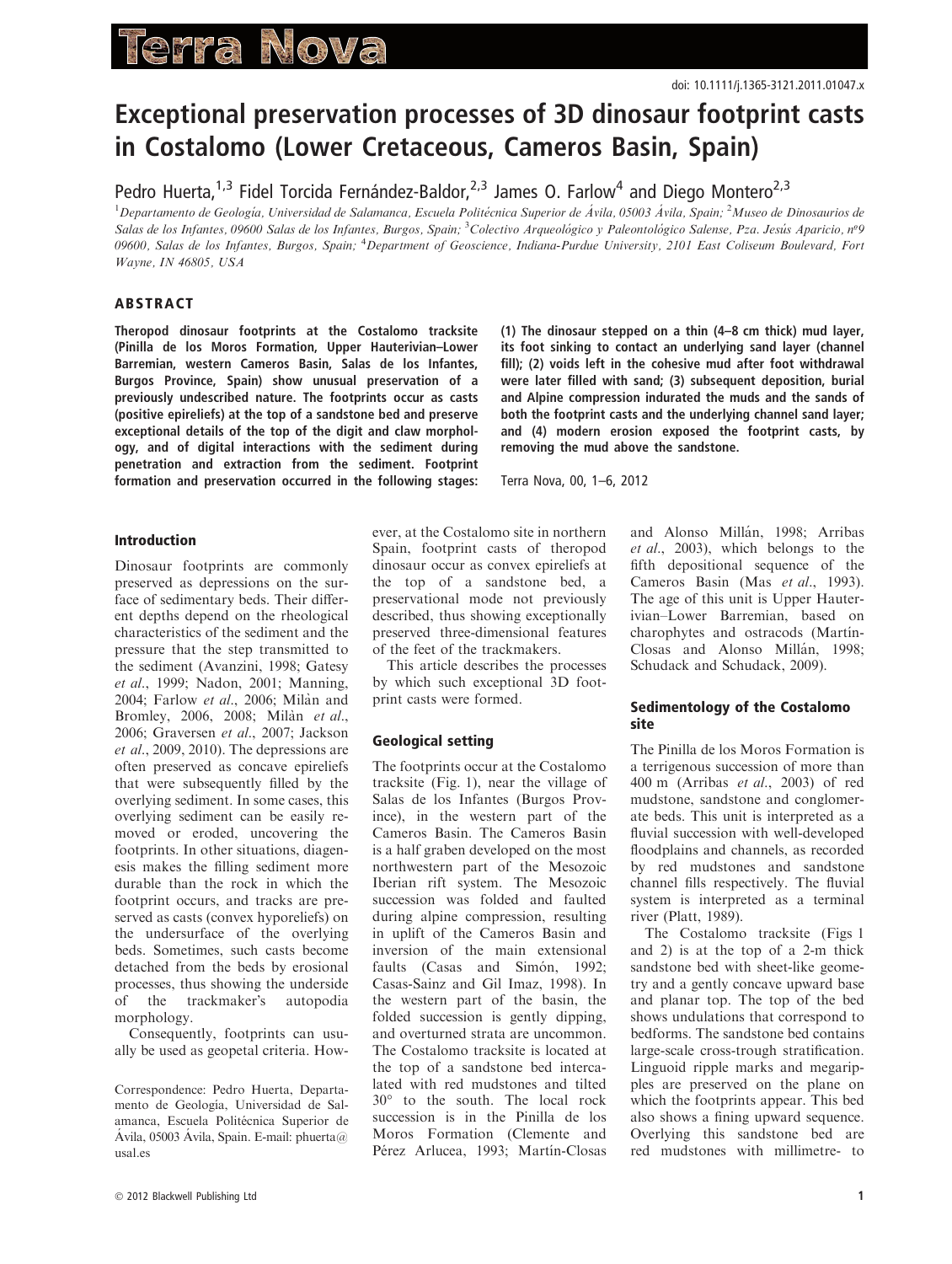doi: 10.1111/j.1365-3121.2011.01047.x

# Exceptional preservation processes of 3D dinosaur footprint casts in Costalomo (Lower Cretaceous, Cameros Basin, Spain)

Pedro Huerta,[1,3] Fidel Torcida Fernández-Baldor,[2,3] James O. Farlow[4] and Diego Montero[2,3]

[1]*Departamento de Geología, Universidad de Salamanca, Escuela Politécnica Superior de Ávila, 05003 Ávila, Spain;* [2]*Museo de Dinosaurios de Salas de los Infantes, 09600 Salas de los Infantes, Burgos, Spain;* [3]*Colectivo Arqueológico y Paleontológico Salense, Pza. Jesús Aparicio, nº9 09600, Salas de los Infantes, Burgos, Spain;* [4]*Department of Geoscience, Indiana-Purdue University, 2101 East Coliseum Boulevard, Fort Wayne, IN 46805, USA*

## ABSTRACT

**Theropod dinosaur footprints at the Costalomo tracksite (Pinilla de los Moros Formation, Upper Hauterivian–Lower Barremian, western Cameros Basin, Salas de los Infantes, Burgos Province, Spain) show unusual preservation of a previously undescribed nature. The footprints occur as casts (positive epireliefs) at the top of a sandstone bed and preserve exceptional details of the top of the digit and claw morphology, and of digital interactions with the sediment during penetration and extraction from the sediment. Footprint formation and preservation occurred in the following stages: (1) The dinosaur stepped on a thin (4–8 cm thick) mud layer, its foot sinking to contact an underlying sand layer (channel fill); (2) voids left in the cohesive mud after foot withdrawal were later filled with sand; (3) subsequent deposition, burial and Alpine compression indurated the muds and the sands of both the footprint casts and the underlying channel sand layer; and (4) modern erosion exposed the footprint casts, by removing the mud above the sandstone.**

Terra Nova, 00, 1–6, 2012

## Introduction

Dinosaur footprints are commonly preserved as depressions on the surface of sedimentary beds. Their different depths depend on the rheological characteristics of the sediment and the pressure that the step transmitted to the sediment (Avanzini, 1998; Gatesy *et al*., 1999; Nadon, 2001; Manning, 2004; Farlow *et al*., 2006; Milàn and Bromley, 2006, 2008; Milàn *et al*., 2006; Graversen *et al*., 2007; Jackson *et al*., 2009, 2010). The depressions are often preserved as concave epireliefs that were subsequently filled by the overlying sediment. In some cases, this overlying sediment can be easily removed or eroded, uncovering the footprints. In other situations, diagenesis makes the filling sediment more durable than the rock in which the footprint occurs, and tracks are preserved as casts (convex hyporeliefs) on the undersurface of the overlying beds. Sometimes, such casts become detached from the beds by erosional processes, thus showing the underside of the trackmaker's autopodia morphology.

Consequently, footprints can usually be used as geopetal criteria. However, at the Costalomo site in northern Spain, footprint casts of theropod dinosaur occur as convex epireliefs at the top of a sandstone bed, a preservational mode not previously described, thus showing exceptionally preserved three-dimensional features of the feet of the trackmakers.

This article describes the processes by which such exceptional 3D footprint casts were formed.

Correspondence: Pedro Huerta, Departamento de Geología, Universidad de Salamanca, Escuela Politécnica Superior de Ávila, 05003 Ávila, Spain. E-mail: phuerta@usal.es

## Geological setting

The footprints occur at the Costalomo tracksite (Fig. 1), near the village of Salas de los Infantes (Burgos Province), in the western part of the Cameros Basin. The Cameros Basin is a half graben developed on the most northwestern part of the Mesozoic Iberian rift system. The Mesozoic succession was folded and faulted during alpine compression, resulting in uplift of the Cameros Basin and inversion of the main extensional faults (Casas and Simón, 1992; Casas-Sainz and Gil Imaz, 1998). In the western part of the basin, the folded succession is gently dipping, and overturned strata are uncommon. The Costalomo tracksite is located at the top of a sandstone bed intercalated with red mudstones and tilted 30° to the south. The local rock succession is in the Pinilla de los Moros Formation (Clemente and Pérez Arlucea, 1993; Martín-Closas and Alonso Millán, 1998; Arribas *et al*., 2003), which belongs to the fifth depositional sequence of the Cameros Basin (Mas *et al*., 1993). The age of this unit is Upper Hauterivian–Lower Barremian, based on charophytes and ostracods (Martín-Closas and Alonso Millán, 1998; Schudack and Schudack, 2009).

## Sedimentology of the Costalomo site

The Pinilla de los Moros Formation is a terrigenous succession of more than 400 m (Arribas *et al*., 2003) of red mudstone, sandstone and conglomerate beds. This unit is interpreted as a fluvial succession with well-developed floodplains and channels, as recorded by red mudstones and sandstone channel fills respectively. The fluvial system is interpreted as a terminal river (Platt, 1989).

The Costalomo tracksite (Figs 1 and 2) is at the top of a 2-m thick sandstone bed with sheet-like geometry and a gently concave upward base and planar top. The top of the bed shows undulations that correspond to bedforms. The sandstone bed contains large-scale cross-trough stratification. Linguoid ripple marks and megaripples are preserved on the plane on which the footprints appear. This bed also shows a fining upward sequence. Overlying this sandstone bed are red mudstones with millimetre- to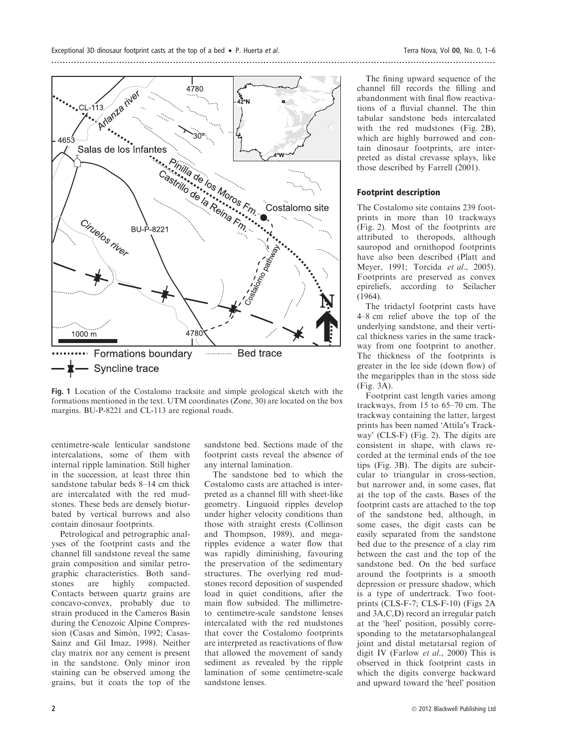Fig. 1 Location of the Costalomo tracksite and simple geological sketch with the formations mentioned in the text. UTM coordinates (Zone, 30) are located on the box margins. BU-P-8221 and CL-113 are regional roads.

centimetre-scale lenticular sandstone intercalations, some of them with internal ripple lamination. Still higher in the succession, at least three thin sandstone tabular beds 8–14 cm thick are intercalated with the red mudstones. These beds are densely bioturbated by vertical burrows and also contain dinosaur footprints.

Petrological and petrographic analyses of the footprint casts and the channel fill sandstone reveal the same grain composition and similar petrographic characteristics. Both sandstones are highly compacted. Contacts between quartz grains are concavo-convex, probably due to strain produced in the Cameros Basin during the Cenozoic Alpine Compression (Casas and Simón, 1992; Casas-Sainz and Gil Imaz, 1998). Neither clay matrix nor any cement is present in the sandstone. Only minor iron staining can be observed among the grains, but it coats the top of the sandstone bed. Sections made of the footprint casts reveal the absence of any internal lamination.

The sandstone bed to which the Costalomo casts are attached is interpreted as a channel fill with sheet-like geometry. Linguoid ripples develop under higher velocity conditions than those with straight crests (Collinson and Thompson, 1989), and megaripples evidence a water flow that was rapidly diminishing, favouring the preservation of the sedimentary structures. The overlying red mudstones record deposition of suspended load in quiet conditions, after the main flow subsided. The millimetre- to centimetre-scale sandstone lenses intercalated with the red mudstones that cover the Costalomo footprints are interpreted as reactivations of flow that allowed the movement of sandy sediment as revealed by the ripple lamination of some centimetre-scale sandstone lenses.

The fining upward sequence of the channel fill records the filling and abandonment with final flow reactivations of a fluvial channel. The thin tabular sandstone beds intercalated with the red mudstones (Fig. 2B), which are highly burrowed and contain dinosaur footprints, are interpreted as distal crevasse splays, like those described by Farrell (2001).

## Footprint description

The Costalomo site contains 239 footprints in more than 10 trackways (Fig. 2). Most of the footprints are attributed to theropods, although sauropod and ornithopod footprints have also been described (Platt and Meyer, 1991; Torcida *et al*., 2005). Footprints are preserved as convex epireliefs, according to Seilacher (1964).

The tridactyl footprint casts have 4–8 cm relief above the top of the underlying sandstone, and their vertical thickness varies in the same trackway from one footprint to another. The thickness of the footprints is greater in the lee side (down flow) of the megaripples than in the stoss side (Fig. 3A).

Footprint cast length varies among trackways, from 15 to 65–70 cm. The trackway containing the latter, largest prints has been named 'Attila's Trackway' (CLS-F) (Fig. 2). The digits are consistent in shape, with claws recorded at the terminal ends of the toe tips (Fig. 3B). The digits are subcircular to triangular in cross-section, but narrower and, in some cases, flat at the top of the casts. Bases of the footprint casts are attached to the top of the sandstone bed, although, in some cases, the digit casts can be easily separated from the sandstone bed due to the presence of a clay rim between the cast and the top of the sandstone bed. On the bed surface around the footprints is a smooth depression or pressure shadow, which is a type of undertrack. Two footprints (CLS-F-7; CLS-F-10) (Figs 2A and 3A,C,D) record an irregular patch at the 'heel' position, possibly corresponding to the metatarsophalangeal joint and distal metatarsal region of digit IV (Farlow *et al*., 2000) This is observed in thick footprint casts in which the digits converge backward and upward toward the 'heel' position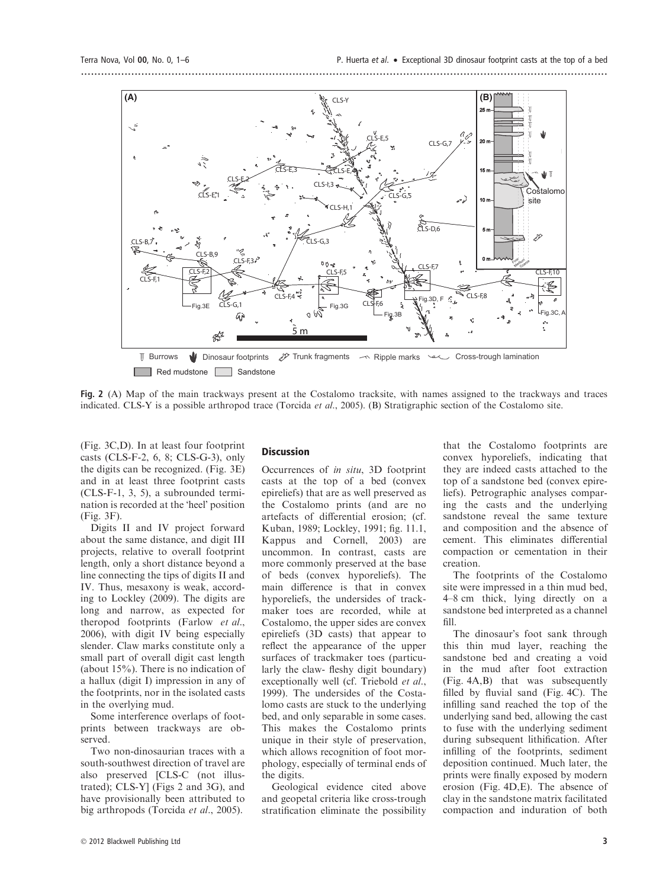Fig. 2 (A) Map of the main trackways present at the Costalomo tracksite, with names assigned to the trackways and traces indicated. CLS-Y is a possible arthropod trace (Torcida *et al*., 2005). (B) Stratigraphic section of the Costalomo site.

(Fig. 3C,D). In at least four footprint casts (CLS-F-2, 6, 8; CLS-G-3), only the digits can be recognized. (Fig. 3E) and in at least three footprint casts (CLS-F-1, 3, 5), a subrounded termination is recorded at the 'heel' position (Fig. 3F).

Digits II and IV project forward about the same distance, and digit III projects, relative to overall footprint length, only a short distance beyond a line connecting the tips of digits II and IV. Thus, mesaxony is weak, according to Lockley (2009). The digits are long and narrow, as expected for theropod footprints (Farlow *et al*., 2006), with digit IV being especially slender. Claw marks constitute only a small part of overall digit cast length (about 15%). There is no indication of a hallux (digit I) impression in any of the footprints, nor in the isolated casts in the overlying mud.

Some interference overlaps of footprints between trackways are observed.

Two non-dinosaurian traces with a south-southwest direction of travel are also preserved [CLS-C (not illustrated); CLS-Y] (Figs 2 and 3G), and have provisionally been attributed to big arthropods (Torcida *et al*., 2005).

## Discussion

Occurrences of *in situ*, 3D footprint casts at the top of a bed (convex epireliefs) that are as well preserved as the Costalomo prints (and are no artefacts of differential erosion; (cf. Kuban, 1989; Lockley, 1991; fig. 11.1, Kappus and Cornell, 2003) are uncommon. In contrast, casts are more commonly preserved at the base of beds (convex hyporeliefs). The main difference is that in convex hyporeliefs, the undersides of trackmaker toes are recorded, while at Costalomo, the upper sides are convex epireliefs (3D casts) that appear to reflect the appearance of the upper surfaces of trackmaker toes (particularly the claw- fleshy digit boundary) exceptionally well (cf. Triebold *et al*., 1999). The undersides of the Costalomo casts are stuck to the underlying bed, and only separable in some cases. This makes the Costalomo prints unique in their style of preservation, which allows recognition of foot morphology, especially of terminal ends of the digits.

Geological evidence cited above and geopetal criteria like cross-trough stratification eliminate the possibility that the Costalomo footprints are convex hyporeliefs, indicating that they are indeed casts attached to the top of a sandstone bed (convex epireliefs). Petrographic analyses comparing the casts and the underlying sandstone reveal the same texture and composition and the absence of cement. This eliminates differential compaction or cementation in their creation.

The footprints of the Costalomo site were impressed in a thin mud bed, 4–8 cm thick, lying directly on a sandstone bed interpreted as a channel fill.

The dinosaur's foot sank through this thin mud layer, reaching the sandstone bed and creating a void in the mud after foot extraction (Fig. 4A,B) that was subsequently filled by fluvial sand (Fig. 4C). The infilling sand reached the top of the underlying sand bed, allowing the cast to fuse with the underlying sediment during subsequent lithification. After infilling of the footprints, sediment deposition continued. Much later, the prints were finally exposed by modern erosion (Fig. 4D,E). The absence of clay in the sandstone matrix facilitated compaction and induration of both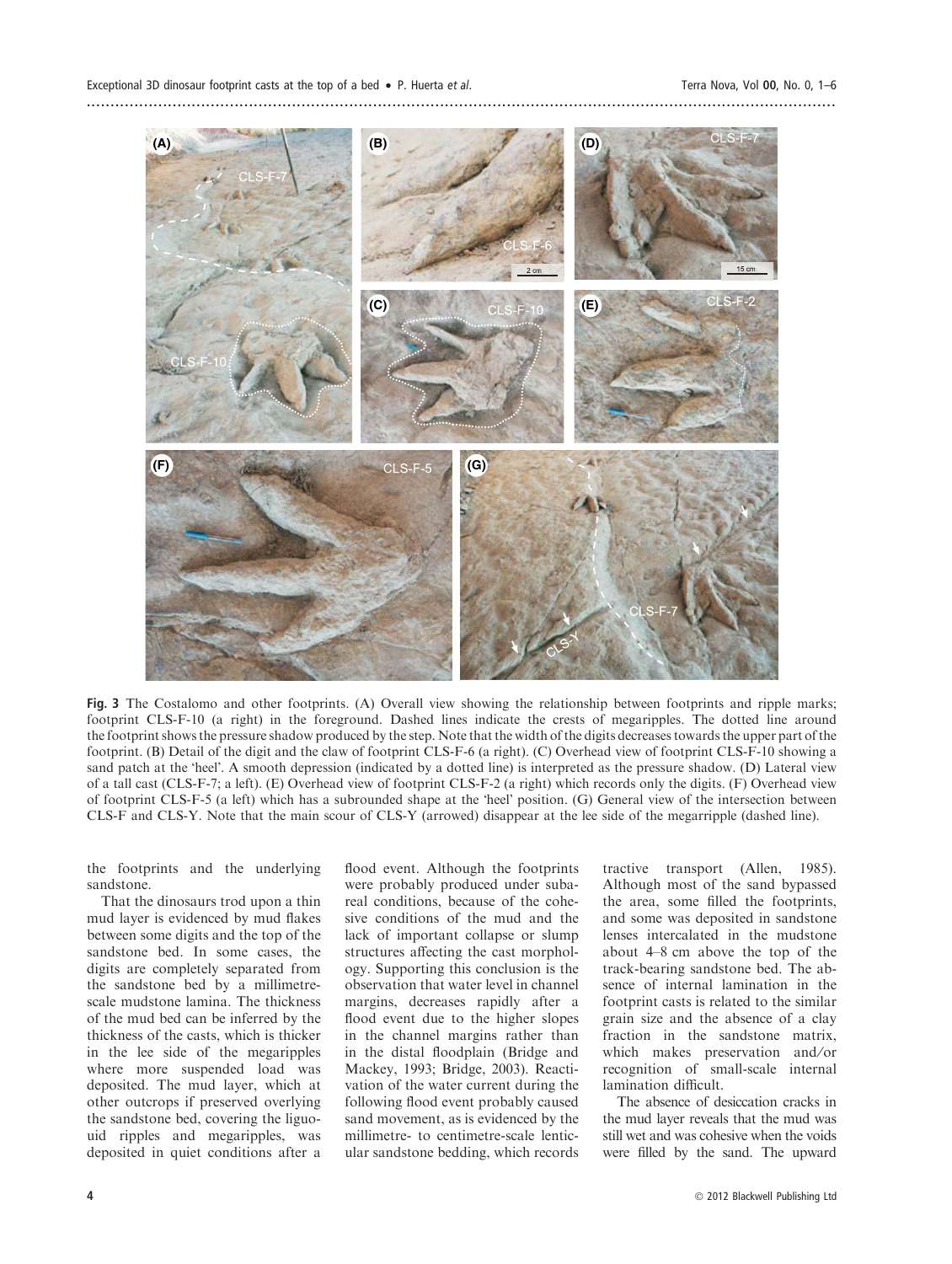**Fig. 3** The Costalomo and other footprints. (A) Overall view showing the relationship between footprints and ripple marks; footprint CLS-F-10 (a right) in the foreground. Dashed lines indicate the crests of megaripples. The dotted line around the footprint shows the pressure shadow produced by the step. Note that the width of the digits decreases towards the upper part of the footprint. (B) Detail of the digit and the claw of footprint CLS-F-6 (a right). (C) Overhead view of footprint CLS-F-10 showing a sand patch at the 'heel'. A smooth depression (indicated by a dotted line) is interpreted as the pressure shadow. (D) Lateral view of a tall cast (CLS-F-7; a left). (E) Overhead view of footprint CLS-F-2 (a right) which records only the digits. (F) Overhead view of footprint CLS-F-5 (a left) which has a subrounded shape at the 'heel' position. (G) General view of the intersection between CLS-F and CLS-Y. Note that the main scour of CLS-Y (arrowed) disappear at the lee side of the megarripple (dashed line).

the footprints and the underlying sandstone.

That the dinosaurs trod upon a thin mud layer is evidenced by mud flakes between some digits and the top of the sandstone bed. In some cases, the digits are completely separated from the sandstone bed by a millimetre-scale mudstone lamina. The thickness of the mud bed can be inferred by the thickness of the casts, which is thicker in the lee side of the megaripples where more suspended load was deposited. The mud layer, which at other outcrops if preserved overlying the sandstone bed, covering the liguouid ripples and megaripples, was deposited in quiet conditions after a flood event. Although the footprints were probably produced under subareal conditions, because of the cohesive conditions of the mud and the lack of important collapse or slump structures affecting the cast morphology. Supporting this conclusion is the observation that water level in channel margins, decreases rapidly after a flood event due to the higher slopes in the channel margins rather than in the distal floodplain (Bridge and Mackey, 1993; Bridge, 2003). Reactivation of the water current during the following flood event probably caused sand movement, as is evidenced by the millimetre- to centimetre-scale lenticular sandstone bedding, which records tractive transport (Allen, 1985). Although most of the sand bypassed the area, some filled the footprints, and some was deposited in sandstone lenses intercalated in the mudstone about 4–8 cm above the top of the track-bearing sandstone bed. The absence of internal lamination in the footprint casts is related to the similar grain size and the absence of a clay fraction in the sandstone matrix, which makes preservation and/or recognition of small-scale internal lamination difficult.

The absence of desiccation cracks in the mud layer reveals that the mud was still wet and was cohesive when the voids were filled by the sand. The upward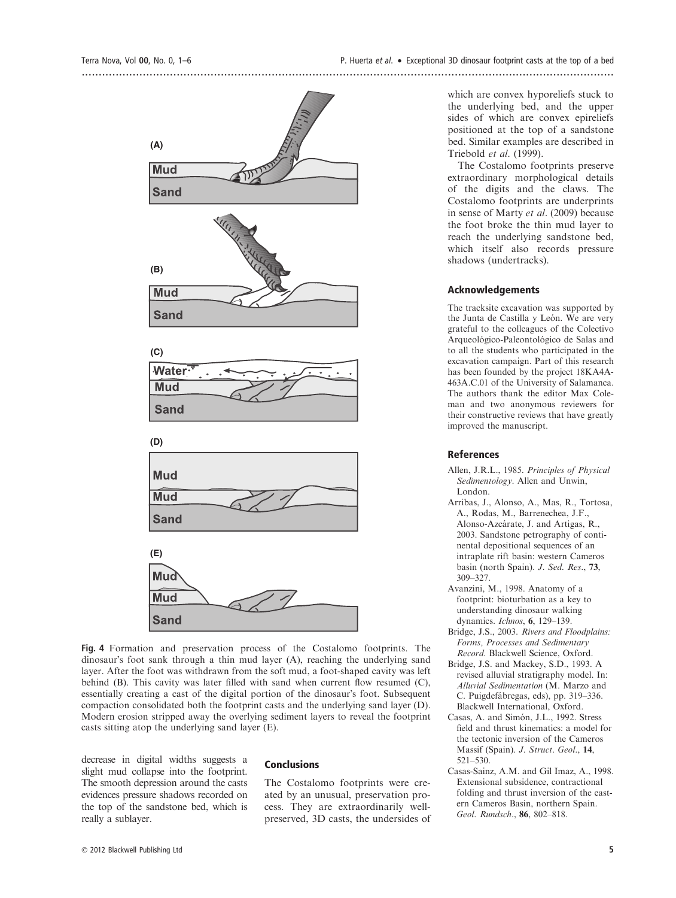Fig. 4 Formation and preservation process of the Costalomo footprints. The dinosaur's foot sank through a thin mud layer (A), reaching the underlying sand layer. After the foot was withdrawn from the soft mud, a foot-shaped cavity was left behind (B). This cavity was later filled with sand when current flow resumed (C), essentially creating a cast of the digital portion of the dinosaur's foot. Subsequent compaction consolidated both the footprint casts and the underlying sand layer (D). Modern erosion stripped away the overlying sediment layers to reveal the footprint casts sitting atop the underlying sand layer (E).

decrease in digital widths suggests a slight mud collapse into the footprint. The smooth depression around the casts evidences pressure shadows recorded on the top of the sandstone bed, which is really a sublayer.

## Conclusions

The Costalomo footprints were created by an unusual, preservation process. They are extraordinarily well-preserved, 3D casts, the undersides of which are convex hyporeliefs stuck to the underlying bed, and the upper sides of which are convex epireliefs positioned at the top of a sandstone bed. Similar examples are described in Triebold *et al*. (1999).

The Costalomo footprints preserve extraordinary morphological details of the digits and the claws. The Costalomo footprints are underprints in sense of Marty *et al*. (2009) because the foot broke the thin mud layer to reach the underlying sandstone bed, which itself also records pressure shadows (undertracks).

## Acknowledgements

The tracksite excavation was supported by the Junta de Castilla y León. We are very grateful to the colleagues of the Colectivo Arqueológico-Paleontológico de Salas and to all the students who participated in the excavation campaign. Part of this research has been founded by the project 18KA4A-463A.C.01 of the University of Salamanca. The authors thank the editor Max Coleman and two anonymous reviewers for their constructive reviews that have greatly improved the manuscript.

## References

Allen, J.R.L., 1985. *Principles of Physical Sedimentology*. Allen and Unwin, London.

Arribas, J., Alonso, A., Mas, R., Tortosa, A., Rodas, M., Barrenechea, J.F., Alonso-Azcárate, J. and Artigas, R., 2003. Sandstone petrography of continental depositional sequences of an intraplate rift basin: western Cameros basin (north Spain). *J. Sed. Res*., **73**, 309–327.

Avanzini, M., 1998. Anatomy of a footprint: bioturbation as a key to understanding dinosaur walking dynamics. *Ichnos*, **6**, 129–139.

Bridge, J.S., 2003. *Rivers and Floodplains: Forms, Processes and Sedimentary Record*. Blackwell Science, Oxford.

Bridge, J.S. and Mackey, S.D., 1993. A revised alluvial stratigraphy model. In: *Alluvial Sedimentation* (M. Marzo and C. Puigdefábregas, eds), pp. 319–336. Blackwell International, Oxford.

Casas, A. and Simón, J.L., 1992. Stress field and thrust kinematics: a model for the tectonic inversion of the Cameros Massif (Spain). *J. Struct. Geol*., **14**, 521–530.

Casas-Sainz, A.M. and Gil Imaz, A., 1998. Extensional subsidence, contractional folding and thrust inversion of the eastern Cameros Basin, northern Spain. *Geol. Rundsch*., **86**, 802–818.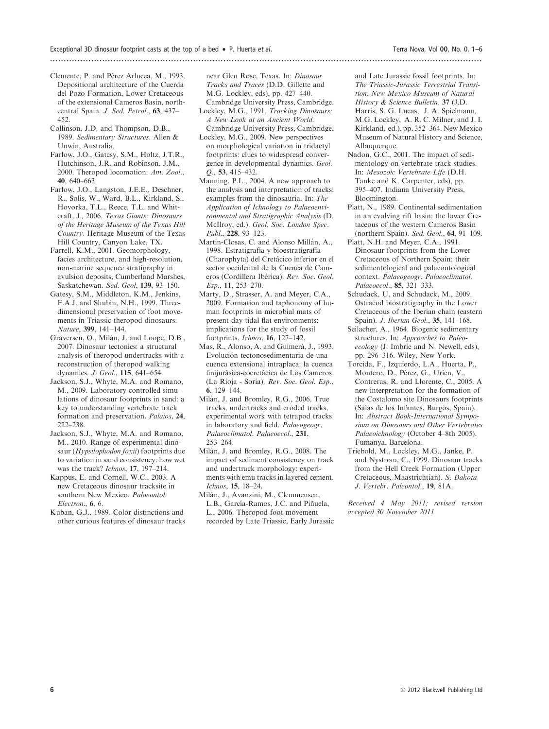Clemente, P. and Pérez Arlucea, M., 1993. Depositional architecture of the Cuerda del Pozo Formation, Lower Cretaceous of the extensional Cameros Basin, north-central Spain. *J. Sed. Petrol.*, **63**, 437–452.

Collinson, J.D. and Thompson, D.B., 1989. *Sedimentary Structures*. Allen & Unwin, Australia.

Farlow, J.O., Gatesy, S.M., Holtz, J.T.R., Hutchinson, J.R. and Robinson, J.M., 2000. Theropod locomotion. *Am. Zool.*, **40**, 640–663.

Farlow, J.O., Langston, J.E.E., Deschner, R., Solis, W., Ward, B.L., Kirkland, S., Hovorka, T.L., Reece, T.L. and Whitcraft, J., 2006. *Texas Giants: Dinosaurs of the Heritage Museum of the Texas Hill Country*. Heritage Museum of the Texas Hill Country, Canyon Lake, TX.

Farrell, K.M., 2001. Geomorphology, facies architecture, and high-resolution, non-marine sequence stratigraphy in avulsion deposits, Cumberland Marshes, Saskatchewan. *Sed. Geol*, **139**, 93–150.

Gatesy, S.M., Middleton, K.M., Jenkins, F.A.J. and Shubin, N.H., 1999. Three-dimensional preservation of foot movements in Triassic theropod dinosaurs. *Nature*, **399**, 141–144.

Graversen, O., Milàn, J. and Loope, D.B., 2007. Dinosaur tectonics: a structural analysis of theropod undertracks with a reconstruction of theropod walking dynamics. *J. Geol.*, **115**, 641–654.

Jackson, S.J., Whyte, M.A. and Romano, M., 2009. Laboratory-controlled simulations of dinosaur footprints in sand: a key to understanding vertebrate track formation and preservation. *Palaios*, **24**, 222–238.

Jackson, S.J., Whyte, M.A. and Romano, M., 2010. Range of experimental dinosaur (*Hypsilophodon foxii*) footprints due to variation in sand consistency: how wet was the track? *Ichnos*, **17**, 197–214.

Kappus, E. and Cornell, W.C., 2003. A new Cretaceous dinosaur tracksite in southern New Mexico. *Palaeontol. Electron.*, **6**, 6.

Kuban, G.J., 1989. Color distinctions and other curious features of dinosaur tracks near Glen Rose, Texas. In: *Dinosaur Tracks and Traces* (D.D. Gillette and M.G. Lockley, eds), pp. 427–440. Cambridge University Press, Cambridge.

Lockley, M.G., 1991. *Tracking Dinosaurs: A New Look at an Ancient World*. Cambridge University Press, Cambridge.

Lockley, M.G., 2009. New perspectives on morphological variation in tridactyl footprints: clues to widespread convergence in developmental dynamics. *Geol. Q.*, **53**, 415–432.

Manning, P.L., 2004. A new approach to the analysis and interpretation of tracks: examples from the dinosauria. In: *The Application of Ichnology to Palaeoenvironmental and Stratigraphic Analysis* (D. McIlroy, ed.). *Geol. Soc. London Spec. Publ.*, **228**, 93–123.

Martín-Closas, C. and Alonso Millán, A., 1998. Estratigrafia y bioestratigrafía (Charophyta) del Cretácico inferior en el sector occidental de la Cuenca de Cameros (Cordillera Ibérica). *Rev. Soc. Geol. Esp.*, **11**, 253–270.

Marty, D., Strasser, A. and Meyer, C.A., 2009. Formation and taphonomy of human footprints in microbial mats of present-day tidal-flat environments: implications for the study of fossil footprints. *Ichnos*, **16**, 127–142.

Mas, R., Alonso, A. and Guimerá, J., 1993. Evolución tectonosedimentaria de una cuenca extensional intraplaca: la cuenca finijurásica-eocretácica de Los Cameros (La Rioja - Soria). *Rev. Soc. Geol. Esp.*, **6**, 129–144.

Milàn, J. and Bromley, R.G., 2006. True tracks, undertracks and eroded tracks, experimental work with tetrapod tracks in laboratory and field. *Palaeogeogr. Palaeoclimatol. Palaeoecol.*, **231**, 253–264.

Milàn, J. and Bromley, R.G., 2008. The impact of sediment consistency on track and undertrack morphology: experiments with emu tracks in layered cement. *Ichnos*, **15**, 18–24.

Milàn, J., Avanzini, M., Clemmensen, L.B., García-Ramos, J.C. and Piñuela, L., 2006. Theropod foot movement recorded by Late Triassic, Early Jurassic and Late Jurassic fossil footprints. In: *The Triassic-Jurassic Terrestrial Transition*. *New Mexico Museum of Natural History & Science Bulletin*, **37** (J.D. Harris, S. G. Lucas, J. A. Spielmann, M.G. Lockley, A. R. C. Milner, and J. I. Kirkland, ed.), pp. 352–364. New Mexico Museum of Natural History and Science, Albuquerque.

Nadon, G.C., 2001. The impact of sedimentology on vertebrate track studies. In: *Mesozoic Vertebrate Life* (D.H. Tanke and K. Carpenter, eds), pp. 395–407. Indiana University Press, Bloomington.

Platt, N., 1989. Continental sedimentation in an evolving rift basin: the lower Cretaceous of the western Cameros Basin (northern Spain). *Sed. Geol.*, **64**, 91–109.

Platt, N.H. and Meyer, C.A., 1991. Dinosaur footprints from the Lower Cretaceous of Northern Spain: their sedimentological and palaeontological context. *Palaeogeogr. Palaeoclimatol. Palaeoecol.*, **85**, 321–333.

Schudack, U. and Schudack, M., 2009. Ostracod biostratigraphy in the Lower Cretaceous of the Iberian chain (eastern Spain). *J. Iberian Geol.*, **35**, 141–168.

Seilacher, A., 1964. Biogenic sedimentary structures. In: *Approaches to Paleoecology* (J. Imbrie and N. Newell, eds), pp. 296–316. Wiley, New York.

Torcida, F., Izquierdo, L.A., Huerta, P., Montero, D., Pérez, G., Urien, V., Contreras, R. and Llorente, C., 2005. A new interpretation for the formation of the Costalomo site Dinosaurs footprints (Salas de los Infantes, Burgos, Spain). In: *Abstract Book-International Symposium on Dinosaurs and Other Vertebrates Palaeoichnology* (October 4–8th 2005). Fumanya, Barcelona.

Triebold, M., Lockley, M.G., Janke, P. and Nystrom, C., 1999. Dinosaur tracks from the Hell Creek Formation (Upper Cretaceous, Maastrichtian). *S. Dakota J. Vertebr. Paleontol.*, **19**, 81A.

*Received 4 May 2011; revised version accepted 30 November 2011*